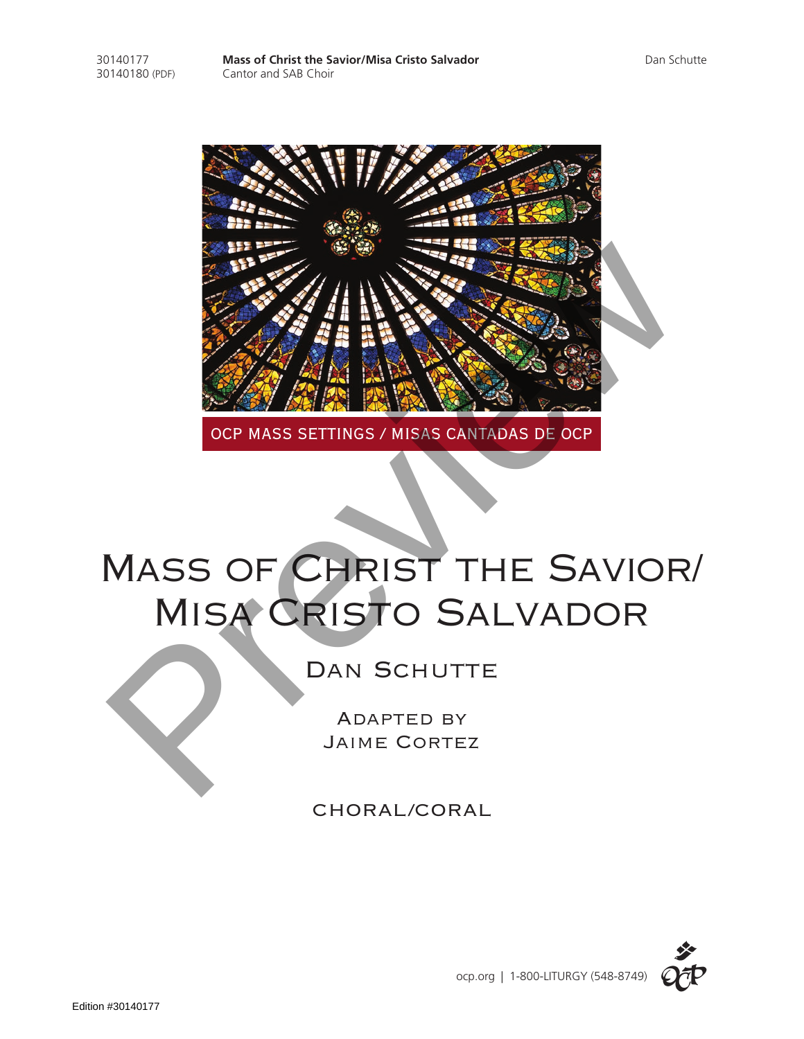30140177
30140180 (PDF)

**Mass of Christ the Savior/Misa Cristo Salvador**
Cantor and SAB Choir

Dan Schutte

OCP MASS SETTINGS / MISAS CANTADAS DE OCP

# Mass of Christ the Savior/ Misa Cristo Salvador

## Dan Schutte

Adapted by
Jaime Cortez

CHORAL/CORAL

ocp.org | 1-800-LITURGY (548-8749)

Edition #30140177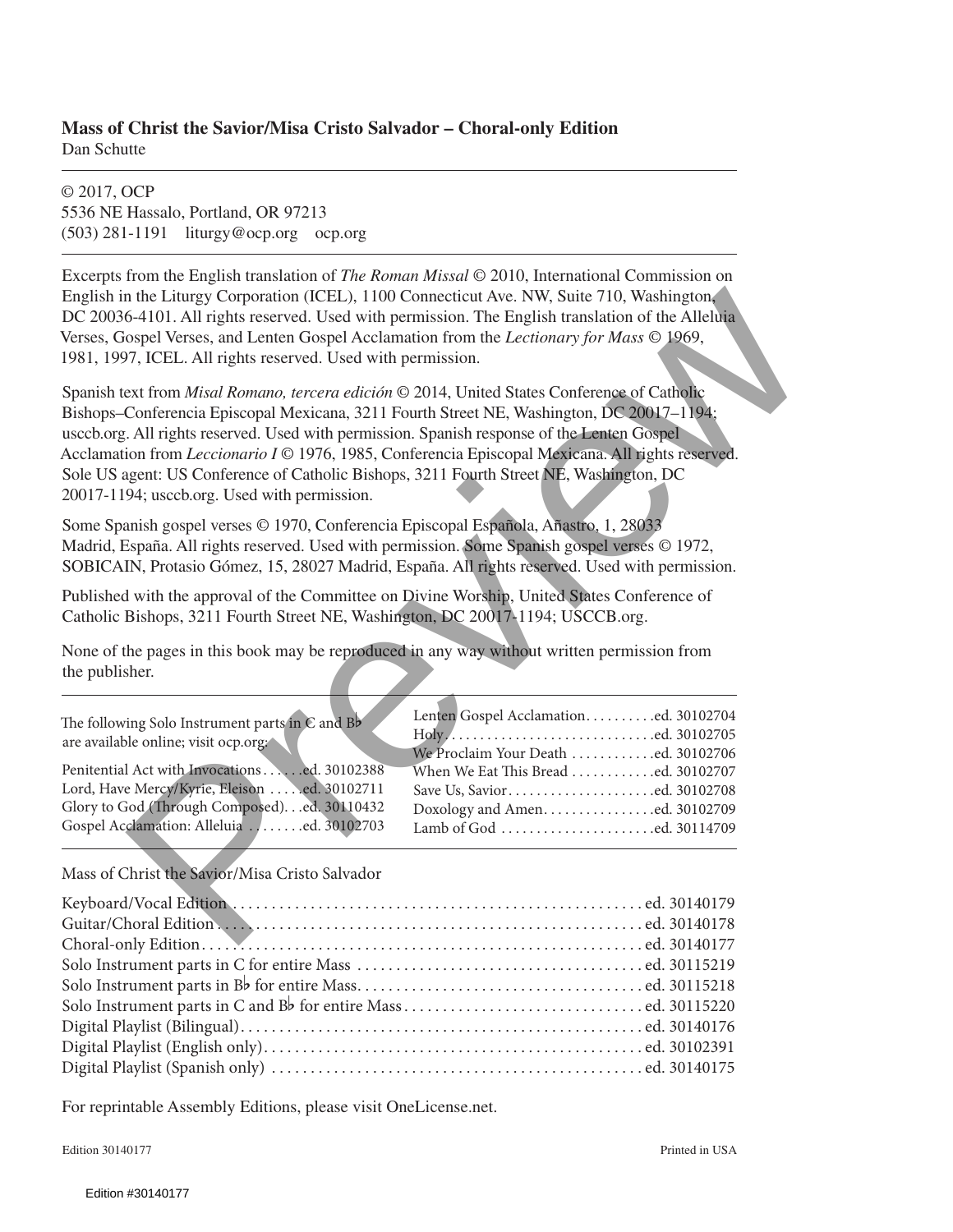**Mass of Christ the Savior/Misa Cristo Salvador – Choral-only Edition**
Dan Schutte

---

© 2017, OCP
5536 NE Hassalo, Portland, OR 97213
(503) 281-1191 liturgy@ocp.org ocp.org

---

Excerpts from the English translation of *The Roman Missal* © 2010, International Commission on English in the Liturgy Corporation (ICEL), 1100 Connecticut Ave. NW, Suite 710, Washington, DC 20036-4101. All rights reserved. Used with permission. The English translation of the Alleluia Verses, Gospel Verses, and Lenten Gospel Acclamation from the *Lectionary for Mass* © 1969, 1981, 1997, ICEL. All rights reserved. Used with permission.

Spanish text from *Misal Romano, tercera edición* © 2014, United States Conference of Catholic Bishops–Conferencia Episcopal Mexicana, 3211 Fourth Street NE, Washington, DC 20017–1194; usccb.org. All rights reserved. Used with permission. Spanish response of the Lenten Gospel Acclamation from *Leccionario I* © 1976, 1985, Conferencia Episcopal Mexicana. All rights reserved. Sole US agent: US Conference of Catholic Bishops, 3211 Fourth Street NE, Washington, DC 20017-1194; usccb.org. Used with permission.

Some Spanish gospel verses © 1970, Conferencia Episcopal Española, Añastro, 1, 28033 Madrid, España. All rights reserved. Used with permission. Some Spanish gospel verses © 1972, SOBICAIN, Protasio Gómez, 15, 28027 Madrid, España. All rights reserved. Used with permission.

Published with the approval of the Committee on Divine Worship, United States Conference of Catholic Bishops, 3211 Fourth Street NE, Washington, DC 20017-1194; USCCB.org.

None of the pages in this book may be reproduced in any way without written permission from the publisher.

---

The following Solo Instrument parts in C and B♭ are available online; visit ocp.org:

Penitential Act with Invocations . . . . . .ed. 30102388
Lord, Have Mercy/Kyrie, Eleison . . . . .ed. 30102711
Glory to God (Through Composed). . .ed. 30110432
Gospel Acclamation: Alleluia . . . . . . . .ed. 30102703
Lenten Gospel Acclamation. . . . . . . . . .ed. 30102704
Holy. . . . . . . . . . . . . . . . . . . . . . . . . . . . .ed. 30102705
We Proclaim Your Death . . . . . . . . . . . .ed. 30102706
When We Eat This Bread . . . . . . . . . . . .ed. 30102707
Save Us, Savior. . . . . . . . . . . . . . . . . . . . .ed. 30102708
Doxology and Amen. . . . . . . . . . . . . . . .ed. 30102709
Lamb of God . . . . . . . . . . . . . . . . . . . . . .ed. 30114709

---

Mass of Christ the Savior/Misa Cristo Salvador

Keyboard/Vocal Edition . . . . . . . . . . . . . . . . . . . . . . . . . . . . . . . . . . . . . . . . . . . . . . . . . . . ed. 30140179
Guitar/Choral Edition . . . . . . . . . . . . . . . . . . . . . . . . . . . . . . . . . . . . . . . . . . . . . . . . . . . . ed. 30140178
Choral-only Edition. . . . . . . . . . . . . . . . . . . . . . . . . . . . . . . . . . . . . . . . . . . . . . . . . . . . . . ed. 30140177
Solo Instrument parts in C for entire Mass . . . . . . . . . . . . . . . . . . . . . . . . . . . . . . . . . . . . ed. 30115219
Solo Instrument parts in B♭ for entire Mass. . . . . . . . . . . . . . . . . . . . . . . . . . . . . . . . . . . . ed. 30115218
Solo Instrument parts in C and B♭ for entire Mass . . . . . . . . . . . . . . . . . . . . . . . . . . . . . . ed. 30115220
Digital Playlist (Bilingual). . . . . . . . . . . . . . . . . . . . . . . . . . . . . . . . . . . . . . . . . . . . . . . . . . ed. 30140176
Digital Playlist (English only). . . . . . . . . . . . . . . . . . . . . . . . . . . . . . . . . . . . . . . . . . . . . . . ed. 30102391
Digital Playlist (Spanish only) . . . . . . . . . . . . . . . . . . . . . . . . . . . . . . . . . . . . . . . . . . . . . . ed. 30140175

For reprintable Assembly Editions, please visit OneLicense.net.

Edition 30140177 Printed in USA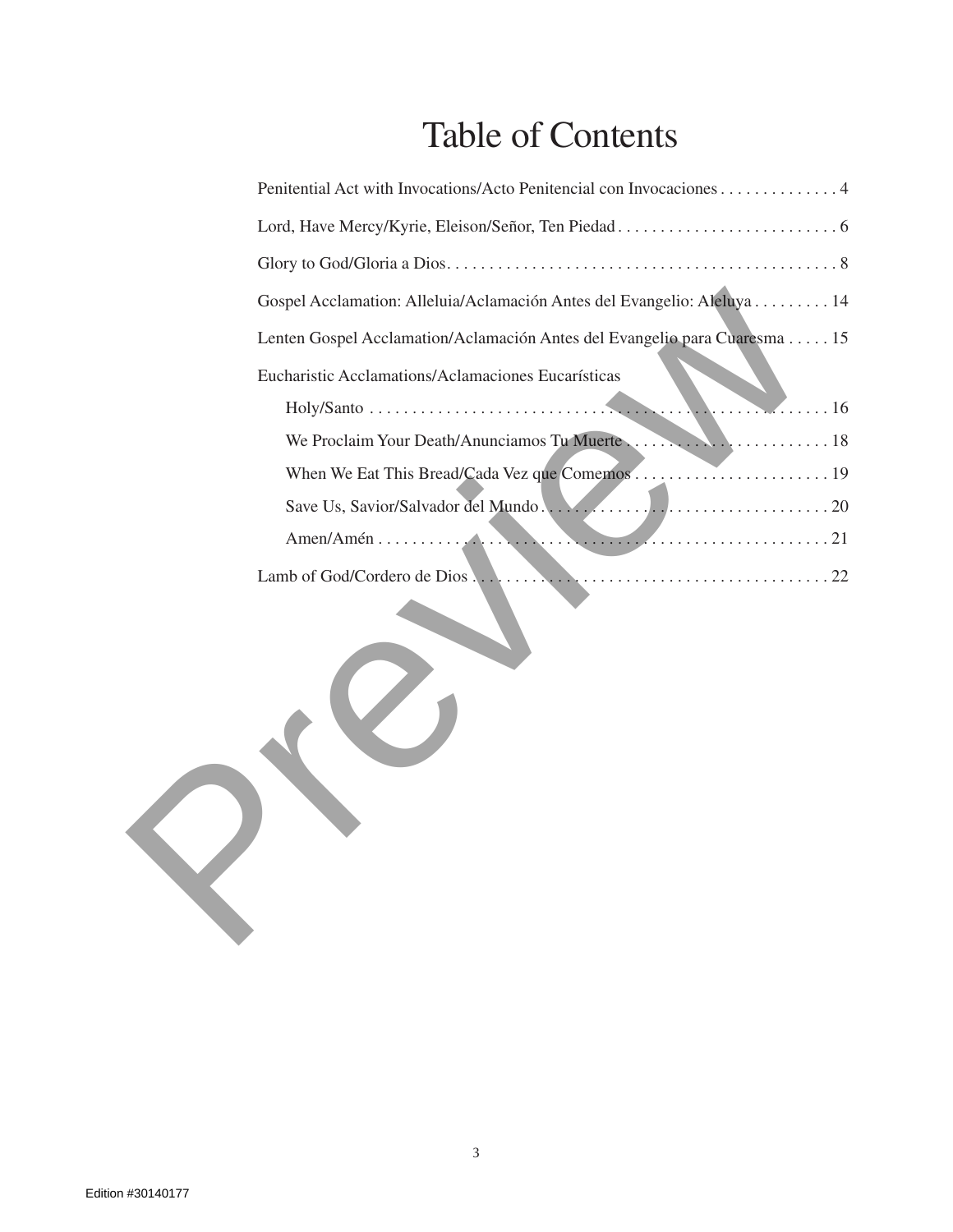# Table of Contents

Penitential Act with Invocations/Acto Penitencial con Invocaciones . . . . . . . . . . . . . . 4

Lord, Have Mercy/Kyrie, Eleison/Señor, Ten Piedad . . . . . . . . . . . . . . . . . . . . . . . . . . 6

Glory to God/Gloria a Dios . . . . . . . . . . . . . . . . . . . . . . . . . . . . . . . . . . . . . . . . . . . . . . 8

Gospel Acclamation: Alleluia/Aclamación Antes del Evangelio: Aleluya . . . . . . . . . 14

Lenten Gospel Acclamation/Aclamación Antes del Evangelio para Cuaresma . . . . . 15

Eucharistic Acclamations/Aclamaciones Eucarísticas

- Holy/Santo . . . . . . . . . . . . . . . . . . . . . . . . . . . . . . . . . . . . . . . . . . . . . . . . . . . . . . 16
- We Proclaim Your Death/Anunciamos Tu Muerte . . . . . . . . . . . . . . . . . . . . . . . . 18
- When We Eat This Bread/Cada Vez que Comemos . . . . . . . . . . . . . . . . . . . . . . . 19
- Save Us, Savior/Salvador del Mundo . . . . . . . . . . . . . . . . . . . . . . . . . . . . . . . . . . 20
- Amen/Amén . . . . . . . . . . . . . . . . . . . . . . . . . . . . . . . . . . . . . . . . . . . . . . . . . . . . . 21

Lamb of God/Cordero de Dios . . . . . . . . . . . . . . . . . . . . . . . . . . . . . . . . . . . . . . . . . . 22

Preview

Edition #30140177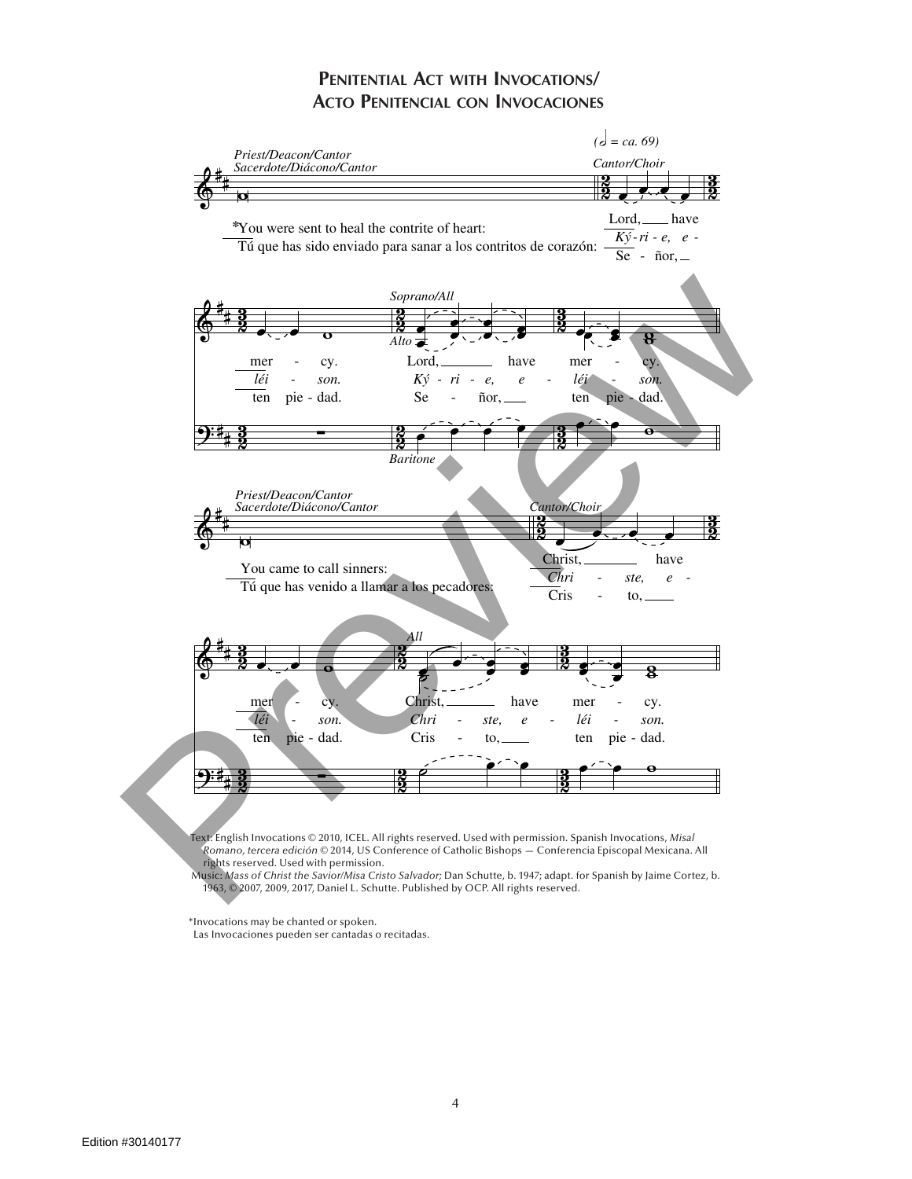# Penitential Act with Invocations/ Acto Penitencial con Invocaciones

*(𝅗𝅥 = ca. 69)*

*Priest/Deacon/Cantor*
*Sacerdote/Diácono/Cantor*

*You were sent to heal the contrite of heart:
Tú que has sido enviado para sanar a los contritos de corazón:

*Cantor/Choir*

Lord, have mer - cy.
*Ký - ri - e, e - léi - son.*
Se - ñor, ten pie - dad.

*Soprano/All*
*Alto*
*Baritone*

Lord, have mer - cy.
*Ký - ri - e, e - léi - son.*
Se - ñor, ten pie - dad.

*Priest/Deacon/Cantor*
*Sacerdote/Diácono/Cantor*

You came to call sinners:
Tú que has venido a llamar a los pecadores:

*Cantor/Choir*

Christ, have mer - cy.
*Chri - ste, e - léi - son.*
Cris - to, ten pie - dad.

*All*

Christ, have mer - cy.
*Chri - ste, e - léi - son.*
Cris - to, ten pie - dad.

Text: English Invocations © 2010, ICEL. All rights reserved. Used with permission. Spanish Invocations, *Misal Romano, tercera edición* © 2014, US Conference of Catholic Bishops — Conferencia Episcopal Mexicana. All rights reserved. Used with permission.
Music: *Mass of Christ the Savior/Misa Cristo Salvador;* Dan Schutte, b. 1947; adapt. for Spanish by Jaime Cortez, b. 1963, © 2007, 2009, 2017, Daniel L. Schutte. Published by OCP. All rights reserved.

*Invocations may be chanted or spoken.
Las Invocaciones pueden ser cantadas o recitadas.

Edition #30140177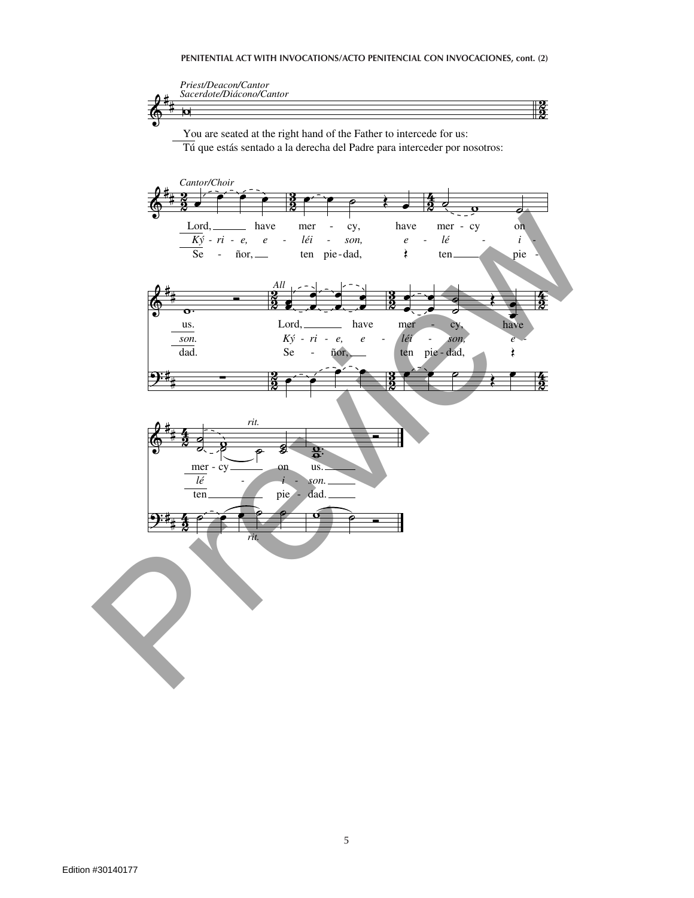*Priest/Deacon/Cantor*
*Sacerdote/Diácono/Cantor*

You are seated at the right hand of the Father to intercede for us:
Tú que estás sentado a la derecha del Padre para interceder por nosotros:

*Cantor/Choir*

Lord, have mer - cy, have mer - cy on us.
*Ký - ri - e, e - léi - son, e - lé - i - son.*
Se - ñor, ten pie - dad, ten pie - dad.

*All*

Lord, have mer - cy, have mer - cy on us.
*Ký - ri - e, e - léi - son, e - lé - i - son.*
Se - ñor, ten pie - dad, ten pie - dad.

*rit.*

Edition #30140177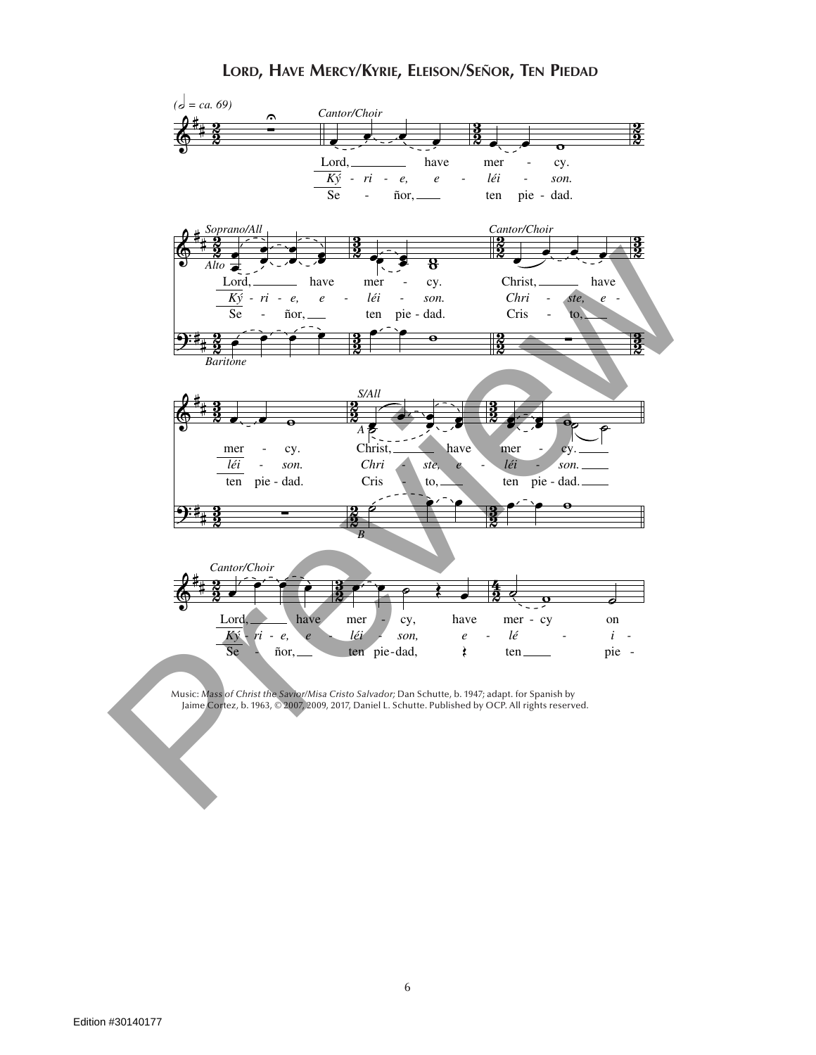# Lord, Have Mercy/Kyrie, Eleison/Señor, Ten Piedad

(𝅗𝅥 = ca. 69)

*Cantor/Choir*

Lord, have mercy.
*Kýrie, eléison.*
Señor, ten piedad.

*Soprano/All* — *Alto* — *Baritone*

Lord, have mercy.
*Kýrie, eléison.*
Señor, ten piedad.

*Cantor/Choir*

Christ, have mercy.
*Christe, eléison.*
Cristo, ten piedad.

*S/All* — *A* — *B*

Christ, have mercy.
*Christe, eléison.*
Cristo, ten piedad.

*Cantor/Choir*

Lord, have mercy, have mercy on
*Kýrie, eléison, eléi-*
Señor, ten piedad, ten pie-

Music: *Mass of Christ the Savior/Misa Cristo Salvador;* Dan Schutte, b. 1947; adapt. for Spanish by Jaime Cortez, b. 1963, © 2007, 2009, 2017, Daniel L. Schutte. Published by OCP. All rights reserved.

Edition #30140177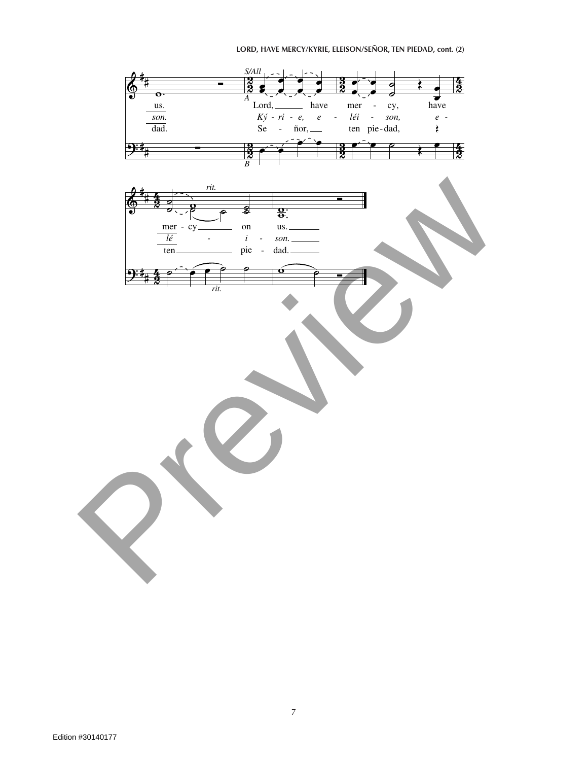S/All

A

us. Lord, have mer - cy, have

*son.* *Ký - ri - e, e - léi - son, e -*

dad. Se - ñor, ten pie - dad,

B

*rit.*

mer - cy on us.

*lé - i - son.*

ten pie - dad.

*rit.*

Edition #30140177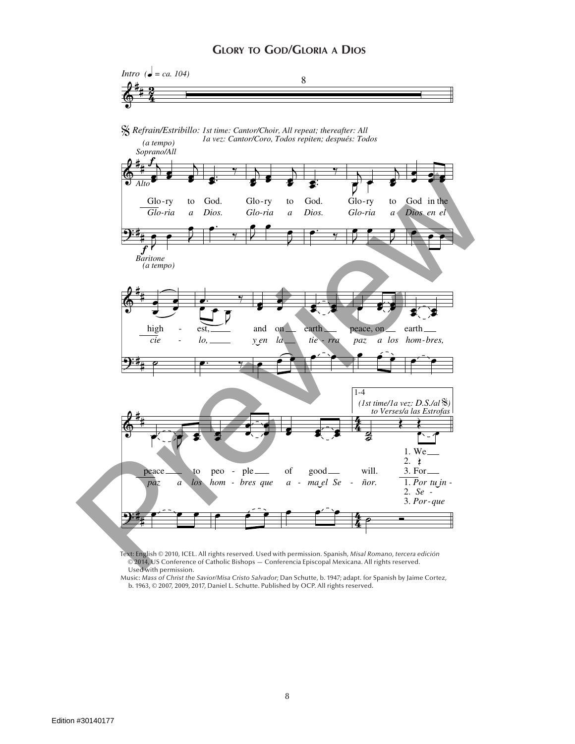# Glory to God/Gloria a Dios

*Intro* (♩ = ca. 104)

𝄋 *Refrain/Estribillo: 1st time: Cantor/Choir, All repeat; thereafter: All*
*1a vez: Cantor/Coro, Todos repiten; después: Todos*

Glo-ry to God. Glo-ry to God. Glo-ry to God in the high - est, and on earth peace, on earth peace to peo - ple of good will.

*Glo-ria a Dios. Glo-ria a Dios. Glo-ria a Dios en el cie - lo, y en la tie - rra paz a los hom-bres, paz a los hom - bres que a - ma el Se - ñor.*

1-4 *(1st time/1a vez: D.S./al 𝄋) to Verses/a las Estrofas*

1. We
2.
3. For

1. *Por tu in -*
2. *Se -*
3. *Por-que*

Text: English © 2010, ICEL. All rights reserved. Used with permission. Spanish, *Misal Romano, tercera edición* © 2014, US Conference of Catholic Bishops — Conferencia Episcopal Mexicana. All rights reserved. Used with permission.
Music: *Mass of Christ the Savior/Misa Cristo Salvador;* Dan Schutte, b. 1947; adapt. for Spanish by Jaime Cortez, b. 1963, © 2007, 2009, 2017, Daniel L. Schutte. Published by OCP. All rights reserved.

Edition #30140177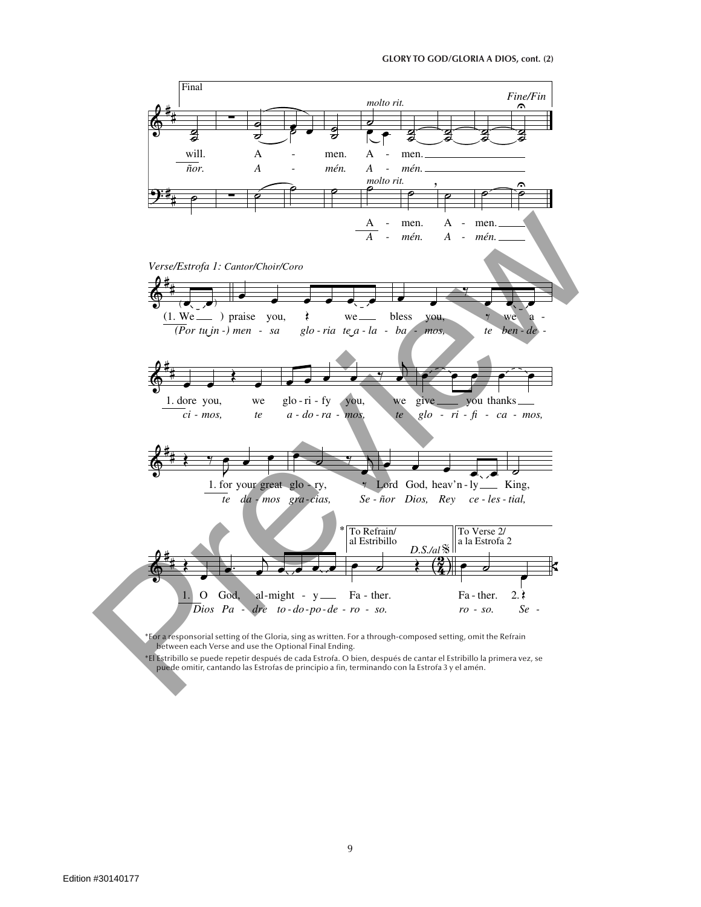Final

*molto rit.*

*Fine/Fin*

will. A - men. A - men.

*ñor. A - mén. A - mén.*

*molto rit.*

A - men. A - men.

*A - mén. A - mén.*

*Verse/Estrofa 1: Cantor/Choir/Coro*

(1. We ) praise you, we bless you, we a -

*(Por tu in -) men - sa glo - ria te a - la - ba - mos, te ben - de -*

1. dore you, we glo - ri - fy you, we give you thanks

*ci - mos, te a - do - ra - mos, te glo - ri - fi - ca - mos,*

1. for your great glo - ry, Lord God, heav'n - ly King,

*te da - mos gra - cias, Se - ñor Dios, Rey ce - les - tial,*

\* To Refrain/ al Estribillo — *D.S./al* 𝄋 — To Verse 2/ a la Estrofa 2

1. O God, al - might - y Fa - ther. Fa - ther. 2.

*Dios Pa - dre to - do - po - de - ro - so. ro - so. Se -*

*For a responsorial setting of the Gloria, sing as written. For a through-composed setting, omit the Refrain between each Verse and use the Optional Final Ending.

*El Estribillo se puede repetir después de cada Estrofa. O bien, después de cantar el Estribillo la primera vez, se puede omitir, cantando las Estrofas de principio a fin, terminando con la Estrofa 3 y el amén.

Edition #30140177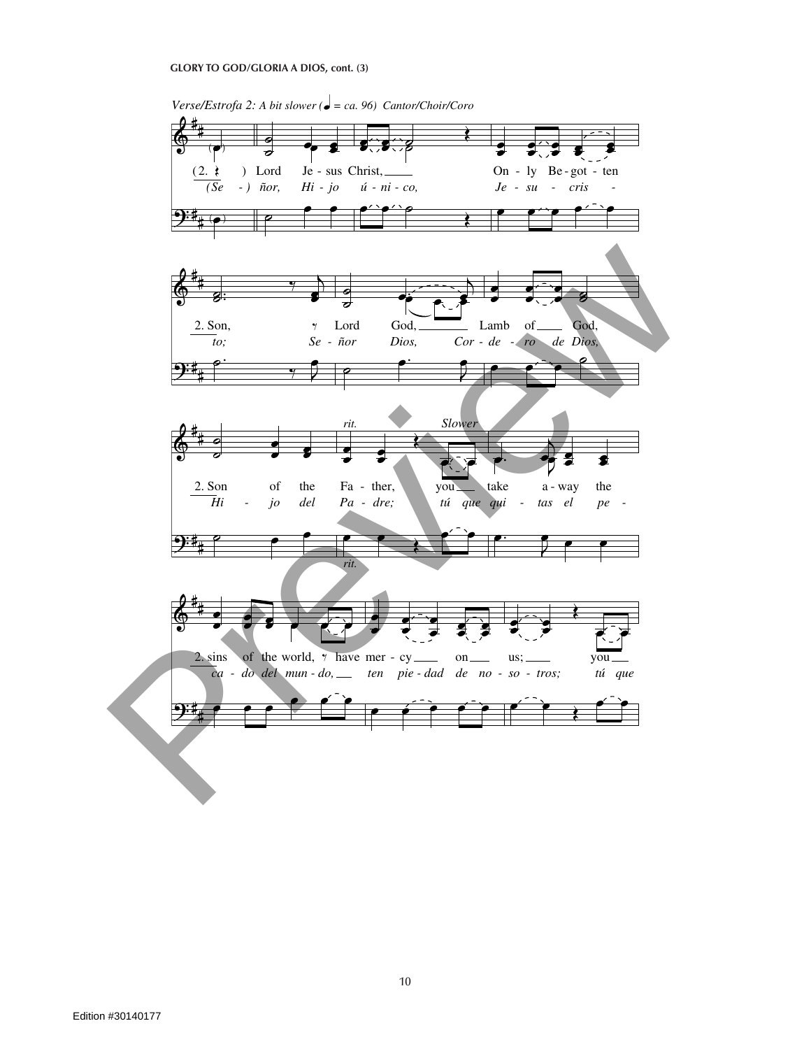**GLORY TO GOD/GLORIA A DIOS, cont. (3)**

*Verse/Estrofa 2: A bit slower (♩ = ca. 96) Cantor/Choir/Coro*

(2. ) Lord Je - sus Christ, On - ly Be - got - ten
*(Se - ) ñor, Hi - jo ú - ni - co, Je - su - cris -*

2. Son, Lord God, Lamb of God,
*to; Se - ñor Dios, Cor - de - ro de Dios,*

*rit.* *Slower*

2. Son of the Fa - ther, you take a - way the
*Hi - jo del Pa - dre; tú que qui - tas el pe -*

2. sins of the world, have mer - cy on us; you
*ca - do del mun - do, ten pie - dad de no - so - tros; tú que*

Edition #30140177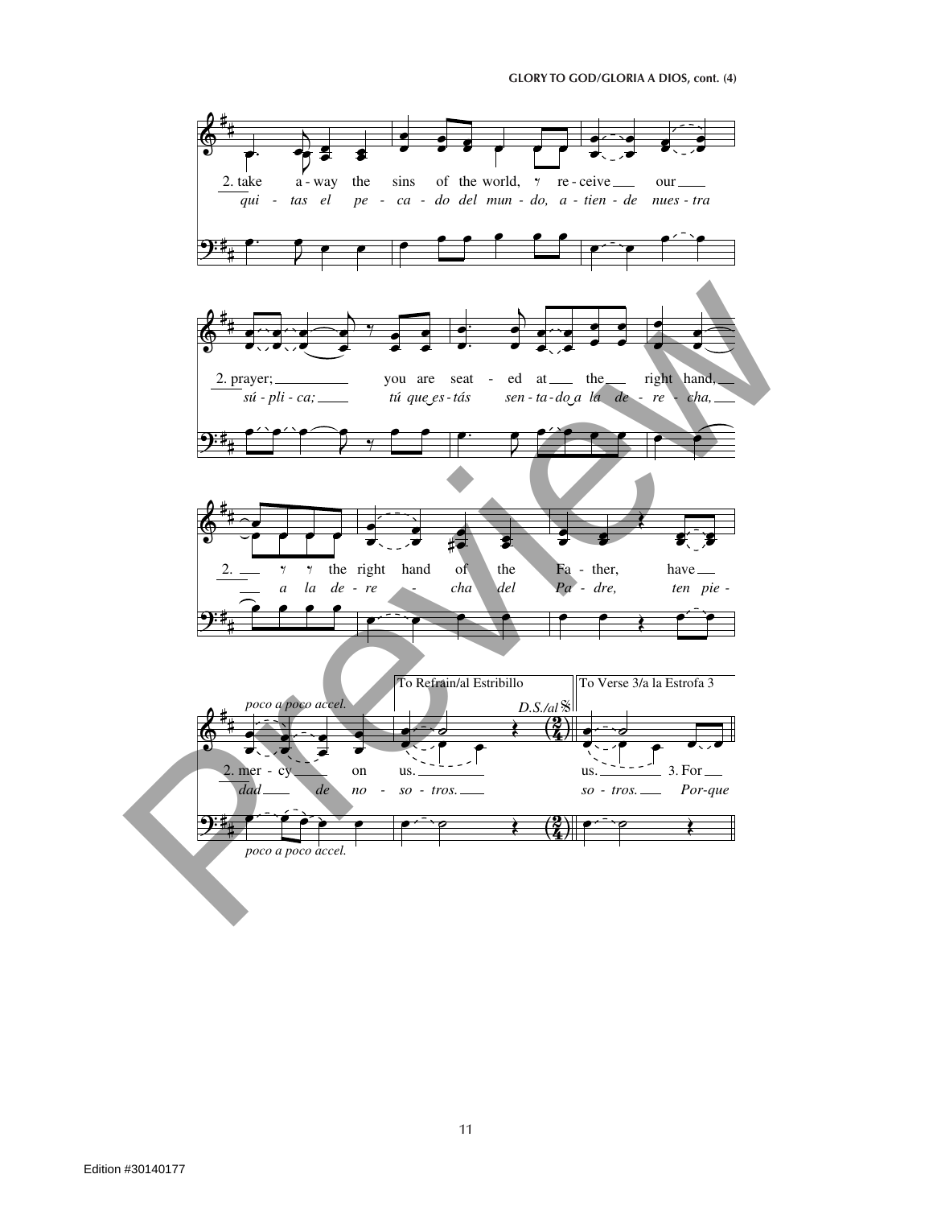2\. take a - way the sins of the world, re - ceive our
*qui - tas el pe - ca - do del mun - do, a - tien - de nues - tra*

2\. prayer; you are seat - ed at the right hand,
*sú - pli - ca; tú que es - tás sen - ta - do a la de - re - cha,*

2\. the right hand of the Fa - ther, have
*a la de - re - cha del Pa - dre, ten pie -*

*poco a poco accel.*

To Refrain/al Estribillo — *D.S./al* 𝄋

To Verse 3/a la Estrofa 3

2\. mer - cy on us. us. 3. For
*dad de no - so - tros. so - tros. Por-que*

*poco a poco accel.*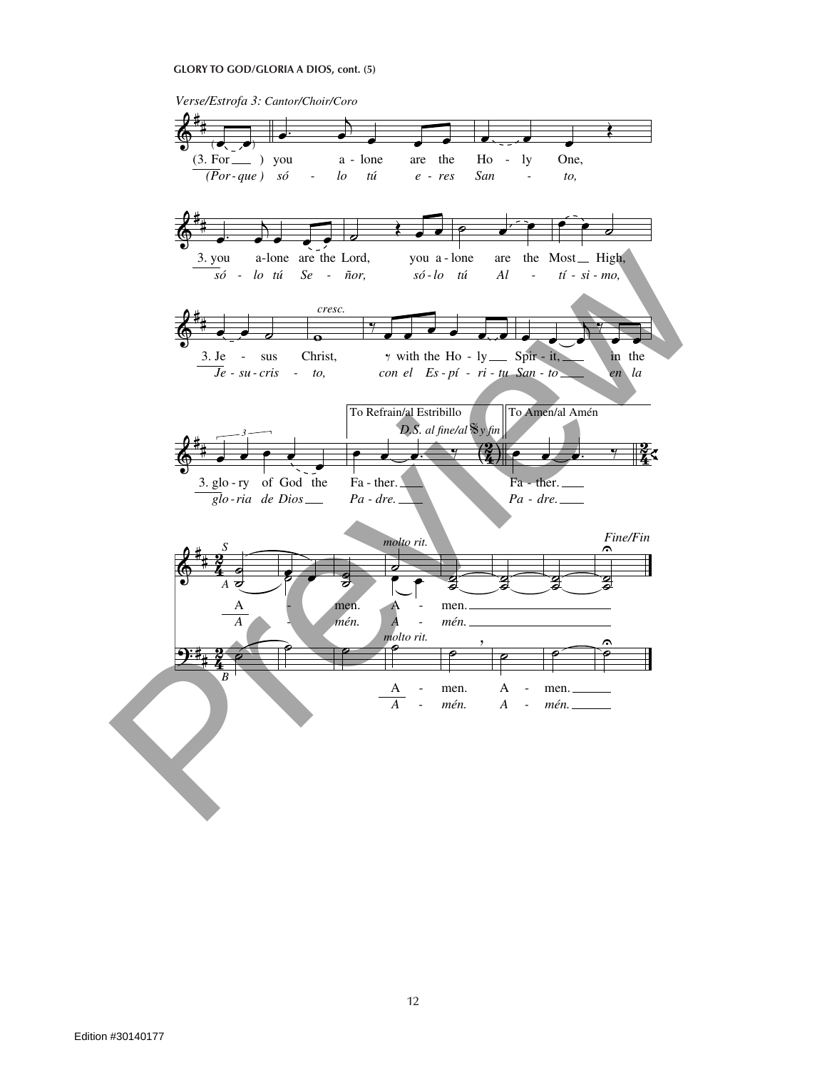GLORY TO GOD/GLORIA A DIOS, cont. (5)

*Verse/Estrofa 3:* Cantor/Choir/Coro

(3. For ) you a - lone are the Ho - ly One,
*(Por - que ) só - lo tú e - res San - to,*

3. you a-lone are the Lord, you a - lone are the Most High,
*só - lo tú Se - ñor, só - lo tú Al - tí - si - mo,*

*cresc.*

3. Je - sus Christ, with the Ho - ly Spir - it, in the
*Je - su - cris - to, con el Es - pí - ri - tu San - to en la*

To Refrain/al Estribillo — *D.S. al fine/al* 𝄋 *y fin* — To Amen/al Amén

3. glo - ry of God the Fa - ther. Fa - ther.
*glo - ria de Dios Pa - dre. Pa - dre.*

*molto rit.* — *Fine/Fin*

A - men. A - men.
*A - mén. A - mén.*

A - men. A - men.
*A - mén. A - mén.*

Edition #30140177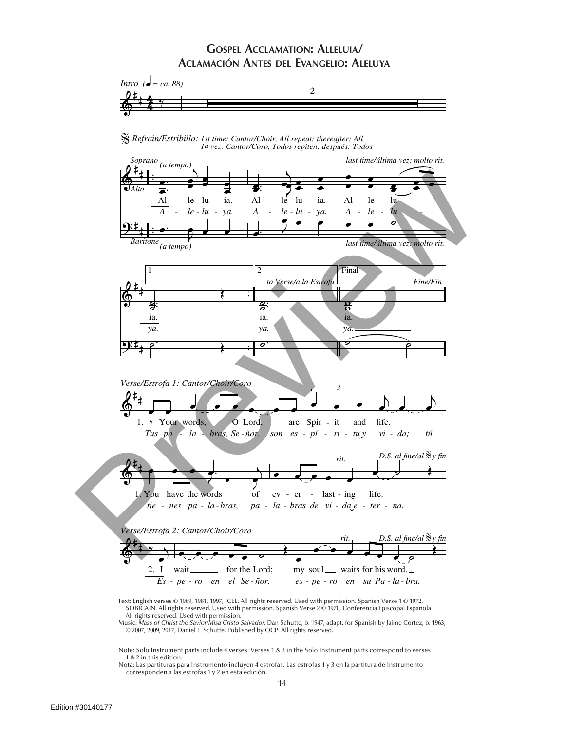# Gospel Acclamation: Alleluia/ Aclamación Antes del Evangelio: Aleluya

*Intro* (♩ = ca. 88)

𝄋 *Refrain/Estribillo: 1st time: Cantor/Choir, All repeat; thereafter: All*
*1a vez: Cantor/Coro, Todos repiten; después: Todos*

Al - le - lu - ia. Al - le - lu - ia. Al - le - lu - ia.
*A - le - lu - ya. A - le - lu - ya. A - le - lu - ya.*

*Verse/Estrofa 1: Cantor/Choir/Coro*

1. Your words, O Lord, are Spir - it and life. You have the words of ev - er - last - ing life.
*Tus pa - la - bras, Se - ñor, son es - pí - ri - tu y vi - da; tú tie - nes pa - la - bras, pa - la - bras de vi - da e - ter - na.*

*Verse/Estrofa 2: Cantor/Choir/Coro*

2. I wait for the Lord; my soul waits for his word.
*Es - pe - ro en el Se - ñor, es - pe - ro en su Pa - la - bra.*

Text: English verses © 1969, 1981, 1997, ICEL. All rights reserved. Used with permission. Spanish Verse 1 © 1972, SOBICAIN. All rights reserved. Used with permission. Spanish Verse 2 © 1970, Conferencia Episcopal Española. All rights reserved. Used with permission.
Music: *Mass of Christ the Savior/Misa Cristo Salvador;* Dan Schutte, b. 1947; adapt. for Spanish by Jaime Cortez, b. 1963, © 2007, 2009, 2017, Daniel L. Schutte. Published by OCP. All rights reserved.

Note: Solo Instrument parts include 4 verses. Verses 1 & 3 in the Solo Instrument parts correspond to verses 1 & 2 in this edition.
Nota: Las partituras para Instrumento incluyen 4 estrofas. Las estrofas 1 y 3 en la partitura de Instrumento corresponden a las estrofas 1 y 2 en esta edición.

Edition #30140177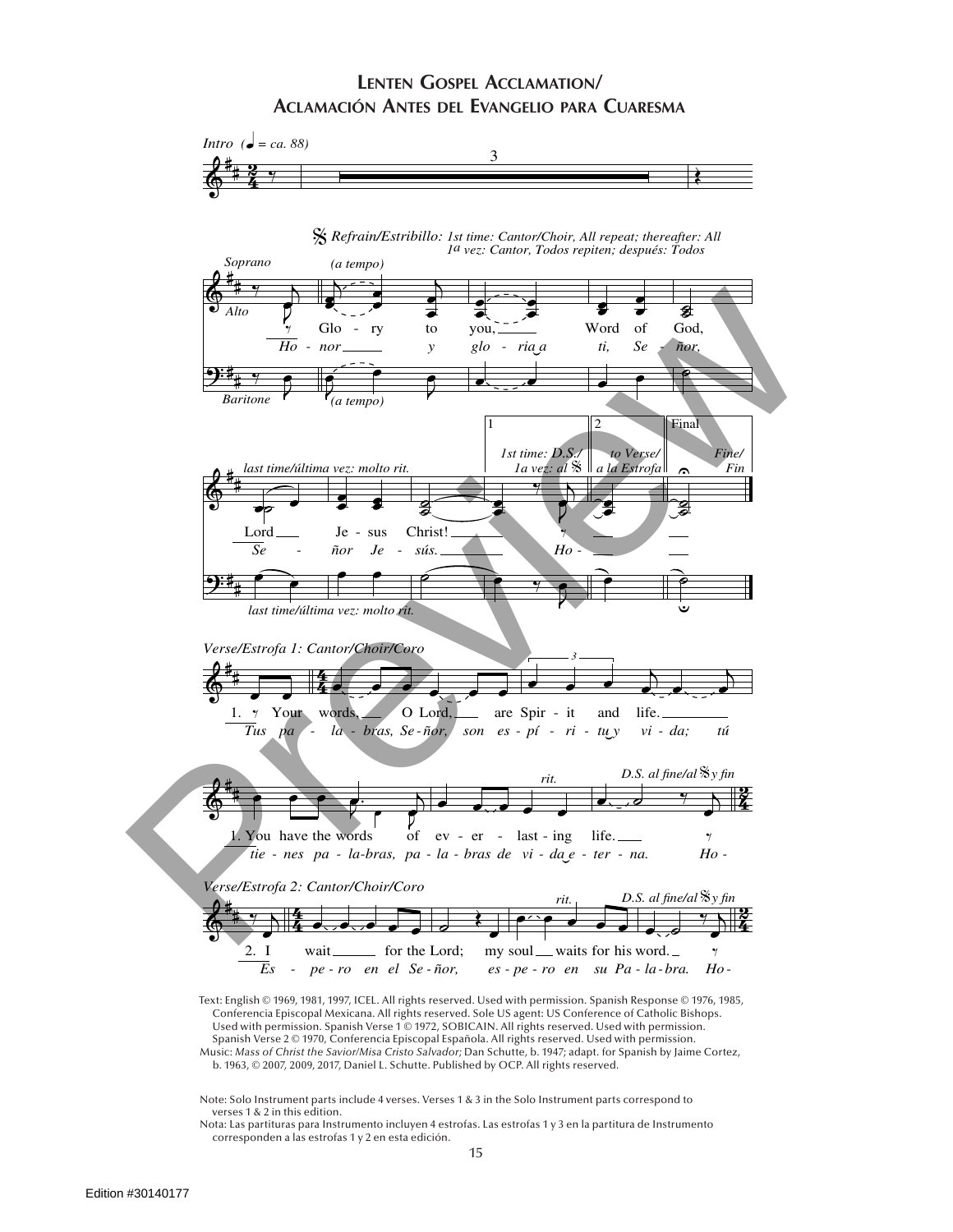# Lenten Gospel Acclamation/
# Aclamación Antes del Evangelio para Cuaresma

Text: English © 1969, 1981, 1997, ICEL. All rights reserved. Used with permission. Spanish Response © 1976, 1985, Conferencia Episcopal Mexicana. All rights reserved. Sole US agent: US Conference of Catholic Bishops. Used with permission. Spanish Verse 1 © 1972, SOBICAIN. All rights reserved. Used with permission. Spanish Verse 2 © 1970, Conferencia Episcopal Española. All rights reserved. Used with permission.
Music: *Mass of Christ the Savior/Misa Cristo Salvador;* Dan Schutte, b. 1947; adapt. for Spanish by Jaime Cortez, b. 1963, © 2007, 2009, 2017, Daniel L. Schutte. Published by OCP. All rights reserved.

Note: Solo Instrument parts include 4 verses. Verses 1 & 3 in the Solo Instrument parts correspond to verses 1 & 2 in this edition.
Nota: Las partituras para Instrumento incluyen 4 estrofas. Las estrofas 1 y 3 en la partitura de Instrumento corresponden a las estrofas 1 y 2 en esta edición.

Edition #30140177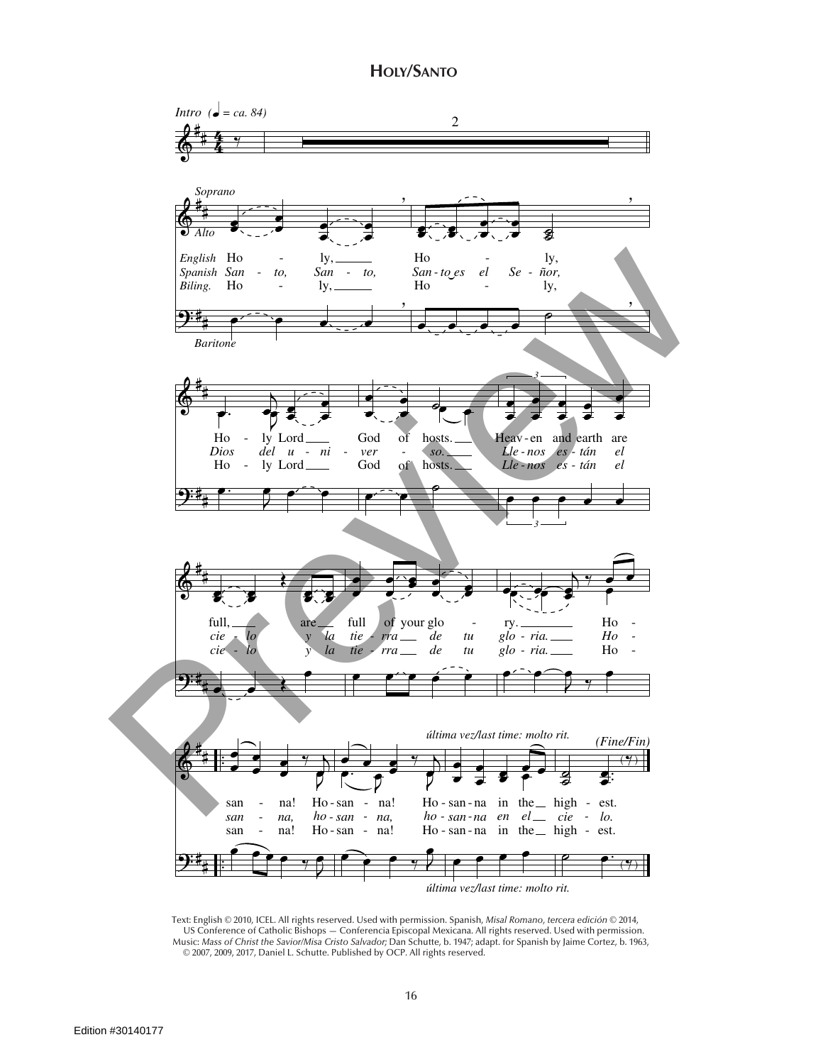# HOLY/SANTO

*Intro* (♩ = *ca.* 84)

Soprano / Alto / Baritone

*English:* Ho - ly, Ho - ly, Ho - ly Lord God of hosts. Heav-en and earth are full, are full of your glo - ry. Ho - san - na! Ho-san - na! Ho-san-na in the high - est.

*Spanish:* *San - to, San - to, San - to es el Se - ñor, Dios del u - ni - ver - so. Lle - nos es - tán el cie - lo y la tie - rra de tu glo - ria. Ho - san - na, ho - san - na, ho - san - na en el cie - lo.*

*Biling.:* Ho - ly, Ho - ly, Ho - ly Lord God of hosts. *Lle - nos es - tán el cie - lo y la tie - rra de tu glo - ria.* Ho - san - na! Ho-san - na! Ho-san-na in the high - est.

*última vez/last time: molto rit.*

*(Fine/Fin)*

Text: English © 2010, ICEL. All rights reserved. Used with permission. Spanish, *Misal Romano, tercera edición* © 2014, US Conference of Catholic Bishops — Conferencia Episcopal Mexicana. All rights reserved. Used with permission. Music: *Mass of Christ the Savior/Misa Cristo Salvador;* Dan Schutte, b. 1947; adapt. for Spanish by Jaime Cortez, b. 1963, © 2007, 2009, 2017, Daniel L. Schutte. Published by OCP. All rights reserved.

Edition #30140177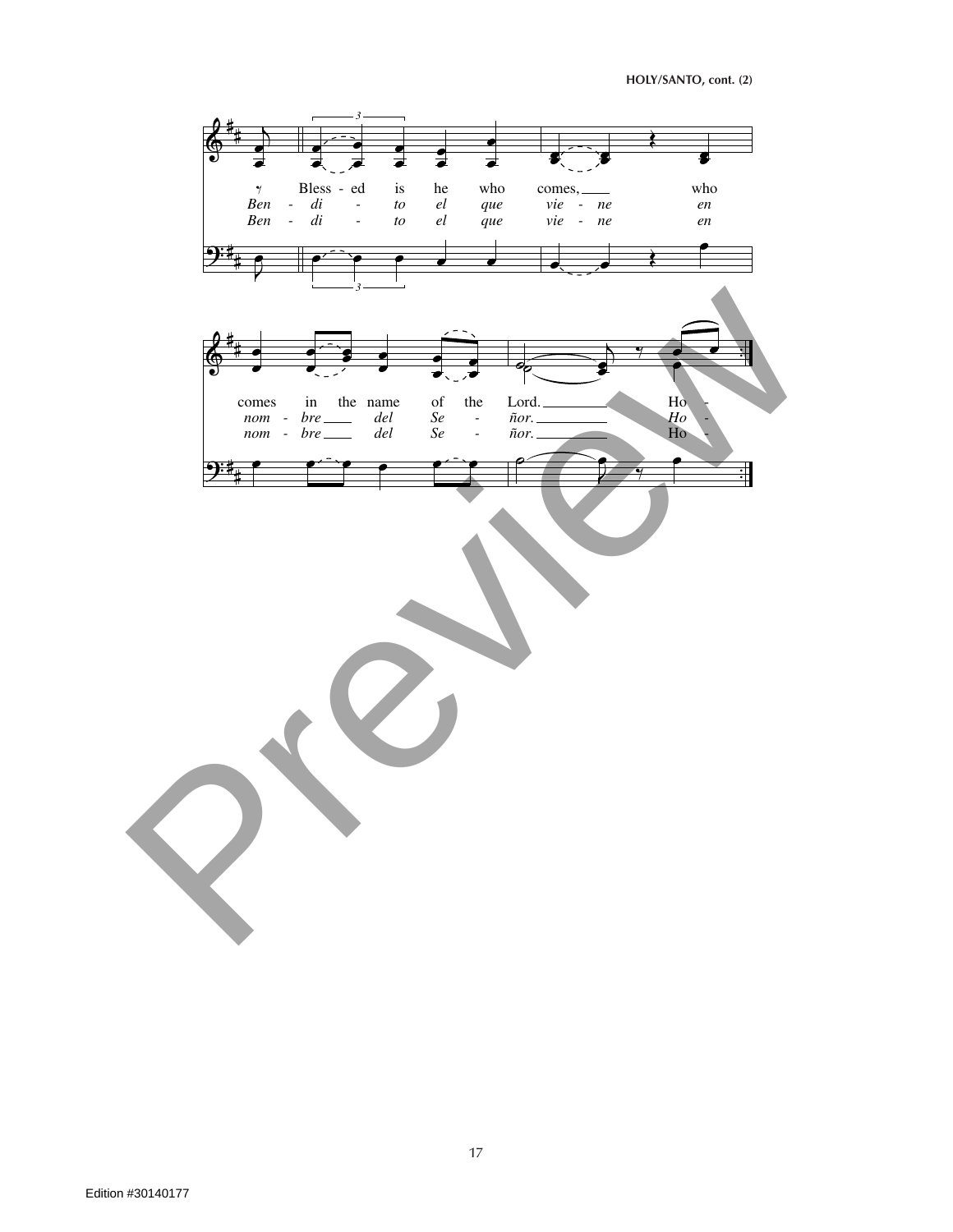Bless - ed is he who comes, who comes in the name of the Lord. Ho -

*Ben - di - to el que vie - ne en nom - bre del Se - ñor. Ho -*

*Ben - di - to el que vie - ne en nom - bre del Se - ñor.* Ho -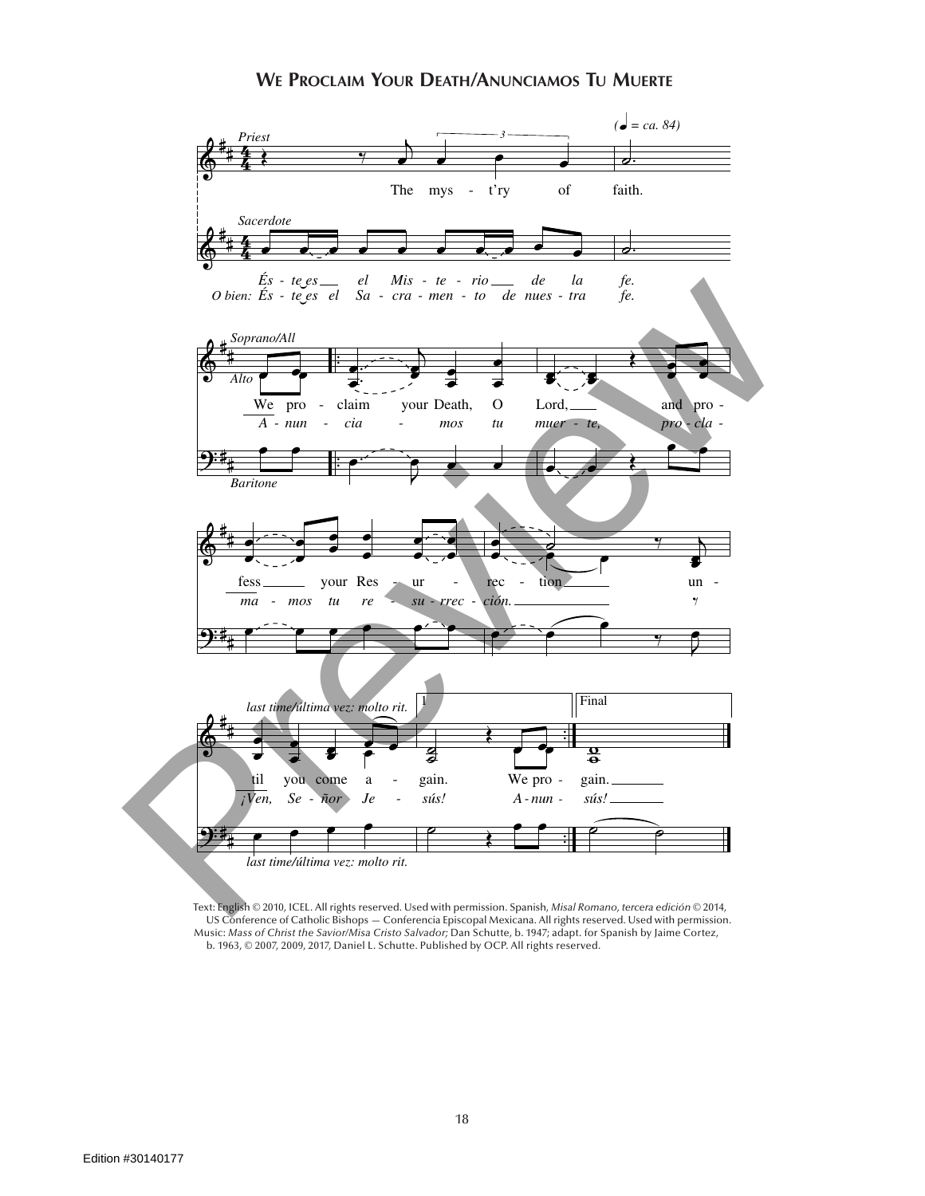## We Proclaim Your Death/Anunciamos Tu Muerte

Text: English © 2010, ICEL. All rights reserved. Used with permission. Spanish, *Misal Romano, tercera edición* © 2014, US Conference of Catholic Bishops — Conferencia Episcopal Mexicana. All rights reserved. Used with permission. Music: *Mass of Christ the Savior/Misa Cristo Salvador;* Dan Schutte, b. 1947; adapt. for Spanish by Jaime Cortez, b. 1963, © 2007, 2009, 2017, Daniel L. Schutte. Published by OCP. All rights reserved.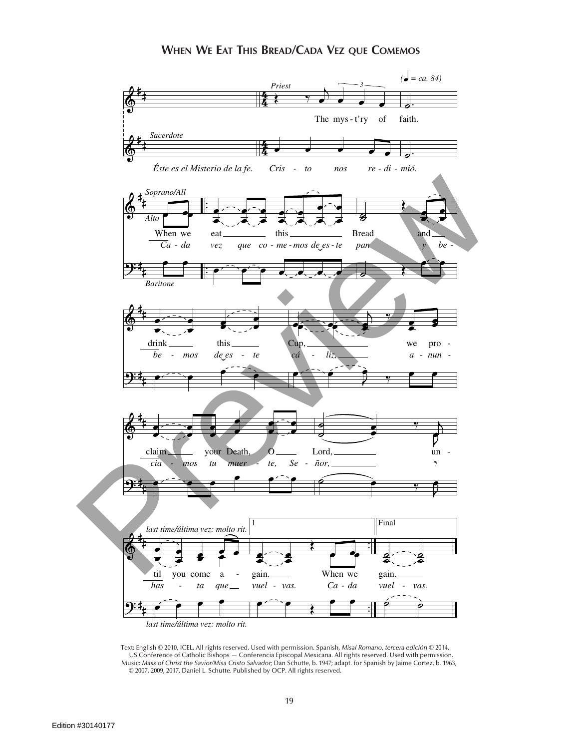# When We Eat This Bread/Cada Vez que Comemos

Text: English © 2010, ICEL. All rights reserved. Used with permission. Spanish, *Misal Romano, tercera edición* © 2014, US Conference of Catholic Bishops — Conferencia Episcopal Mexicana. All rights reserved. Used with permission.
Music: *Mass of Christ the Savior/Misa Cristo Salvador;* Dan Schutte, b. 1947; adapt. for Spanish by Jaime Cortez, b. 1963, © 2007, 2009, 2017, Daniel L. Schutte. Published by OCP. All rights reserved.

Edition #30140177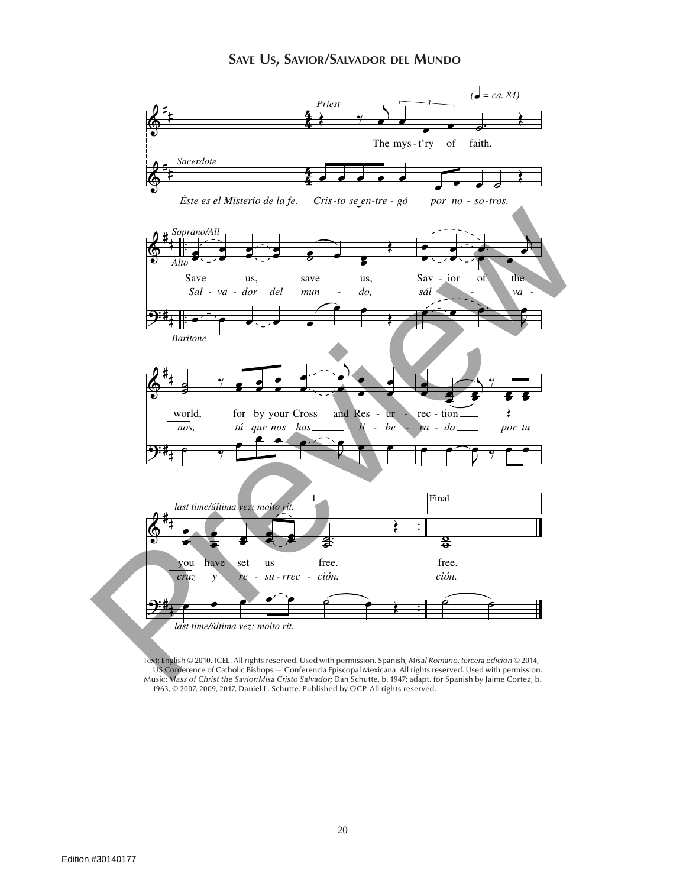## Save Us, Savior/Salvador del Mundo

Text: English © 2010, ICEL. All rights reserved. Used with permission. Spanish, *Misal Romano, tercera edición* © 2014, US Conference of Catholic Bishops — Conferencia Episcopal Mexicana. All rights reserved. Used with permission.
Music: *Mass of Christ the Savior/Misa Cristo Salvador;* Dan Schutte, b. 1947; adapt. for Spanish by Jaime Cortez, b. 1963, © 2007, 2009, 2017, Daniel L. Schutte. Published by OCP. All rights reserved.

Edition #30140177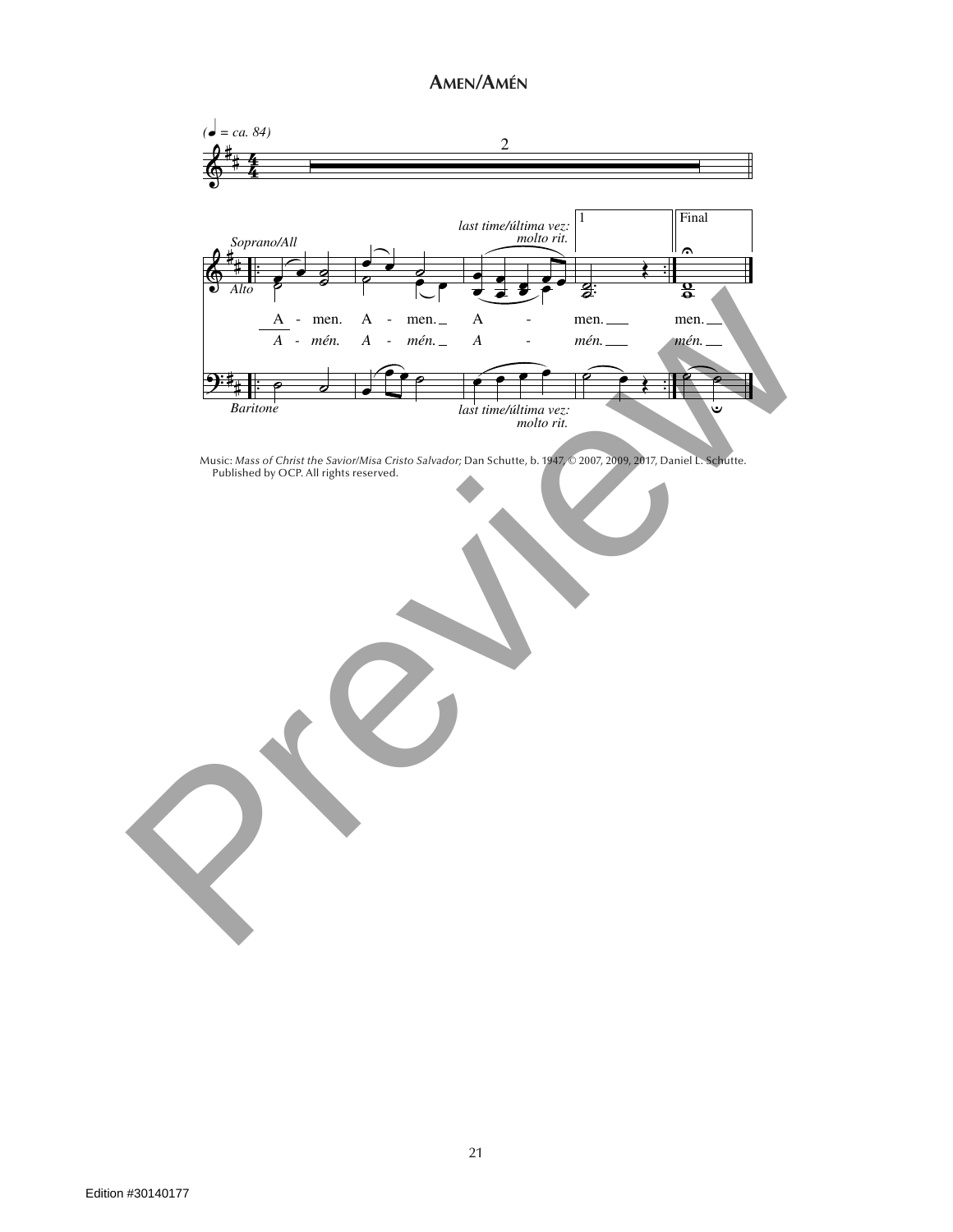# AMEN/AMÉN

Music: *Mass of Christ the Savior/Misa Cristo Salvador;* Dan Schutte, b. 1947, © 2007, 2009, 2017, Daniel L. Schutte. Published by OCP. All rights reserved.

Edition #30140177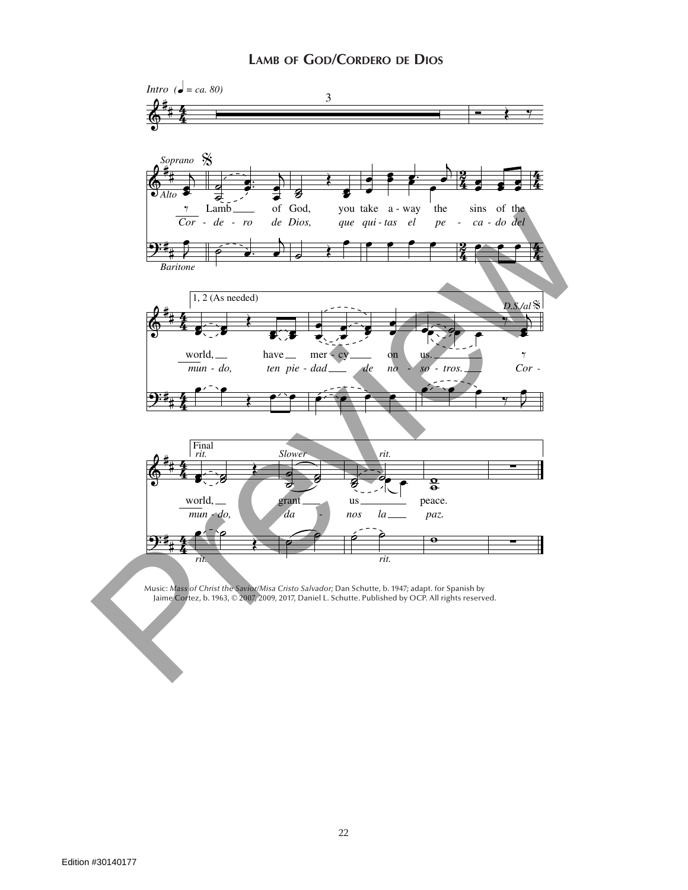# Lamb of God/Cordero de Dios

*Intro* (♩ = *ca. 80*)

Soprano / Alto / Baritone

Lamb of God, you take a-way the sins of the
*Cor-de-ro de Dios, que qui-tas el pe-ca-do del*

1, 2 (As needed)

world, have mer-cy on us.
*mun-do, ten pie-dad de no-so-tros. Cor-*

*D.S./al* 𝄋

Final *rit.* *Slower* *rit.*

world, grant us peace.
*mun-do, da-nos la paz.*

Music: *Mass of Christ the Savior/Misa Cristo Salvador;* Dan Schutte, b. 1947; adapt. for Spanish by Jaime Cortez, b. 1963, © 2007, 2009, 2017, Daniel L. Schutte. Published by OCP. All rights reserved.

Edition #30140177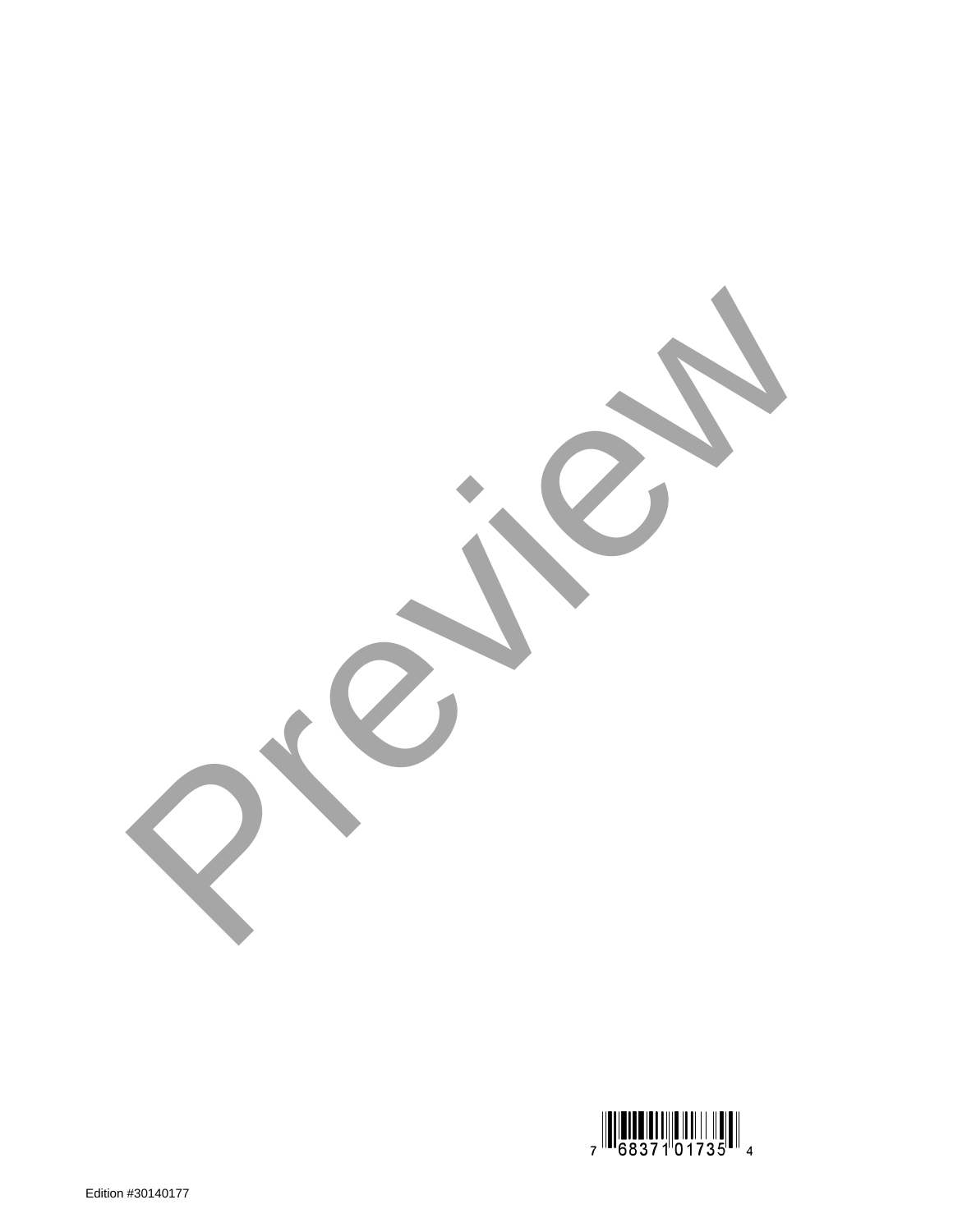Preview

7 68371 01735 4

Edition #30140177